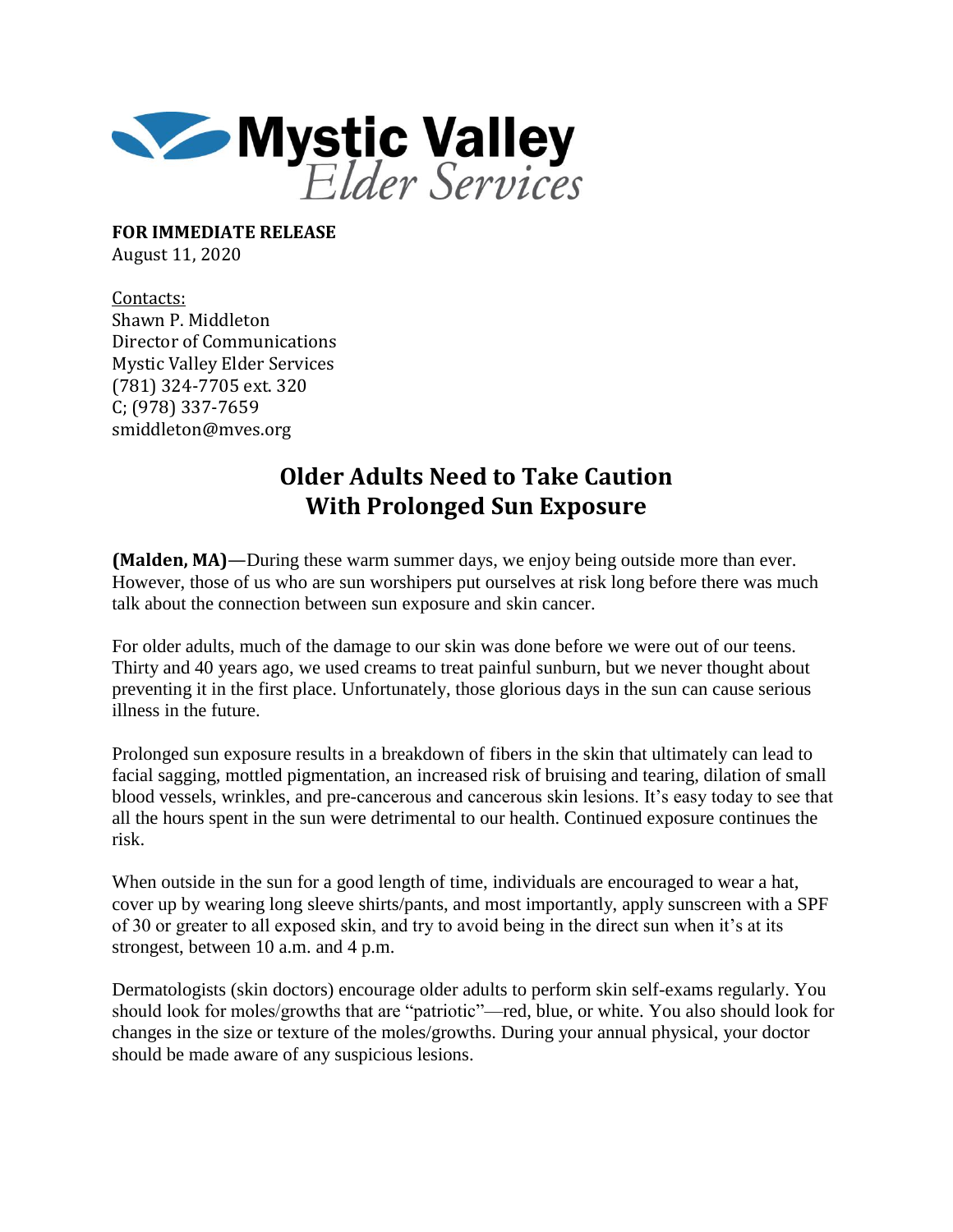**Mystic Valley** *Elder Services*

**FOR IMMEDIATE RELEASE**
August 11, 2020

Contacts:
Shawn P. Middleton
Director of Communications
Mystic Valley Elder Services
(781) 324-7705 ext. 320
C; (978) 337-7659
smiddleton@mves.org

# Older Adults Need to Take Caution With Prolonged Sun Exposure

**(Malden, MA)**—During these warm summer days, we enjoy being outside more than ever. However, those of us who are sun worshipers put ourselves at risk long before there was much talk about the connection between sun exposure and skin cancer.

For older adults, much of the damage to our skin was done before we were out of our teens. Thirty and 40 years ago, we used creams to treat painful sunburn, but we never thought about preventing it in the first place. Unfortunately, those glorious days in the sun can cause serious illness in the future.

Prolonged sun exposure results in a breakdown of fibers in the skin that ultimately can lead to facial sagging, mottled pigmentation, an increased risk of bruising and tearing, dilation of small blood vessels, wrinkles, and pre-cancerous and cancerous skin lesions. It's easy today to see that all the hours spent in the sun were detrimental to our health. Continued exposure continues the risk.

When outside in the sun for a good length of time, individuals are encouraged to wear a hat, cover up by wearing long sleeve shirts/pants, and most importantly, apply sunscreen with a SPF of 30 or greater to all exposed skin, and try to avoid being in the direct sun when it's at its strongest, between 10 a.m. and 4 p.m.

Dermatologists (skin doctors) encourage older adults to perform skin self-exams regularly. You should look for moles/growths that are "patriotic"—red, blue, or white. You also should look for changes in the size or texture of the moles/growths. During your annual physical, your doctor should be made aware of any suspicious lesions.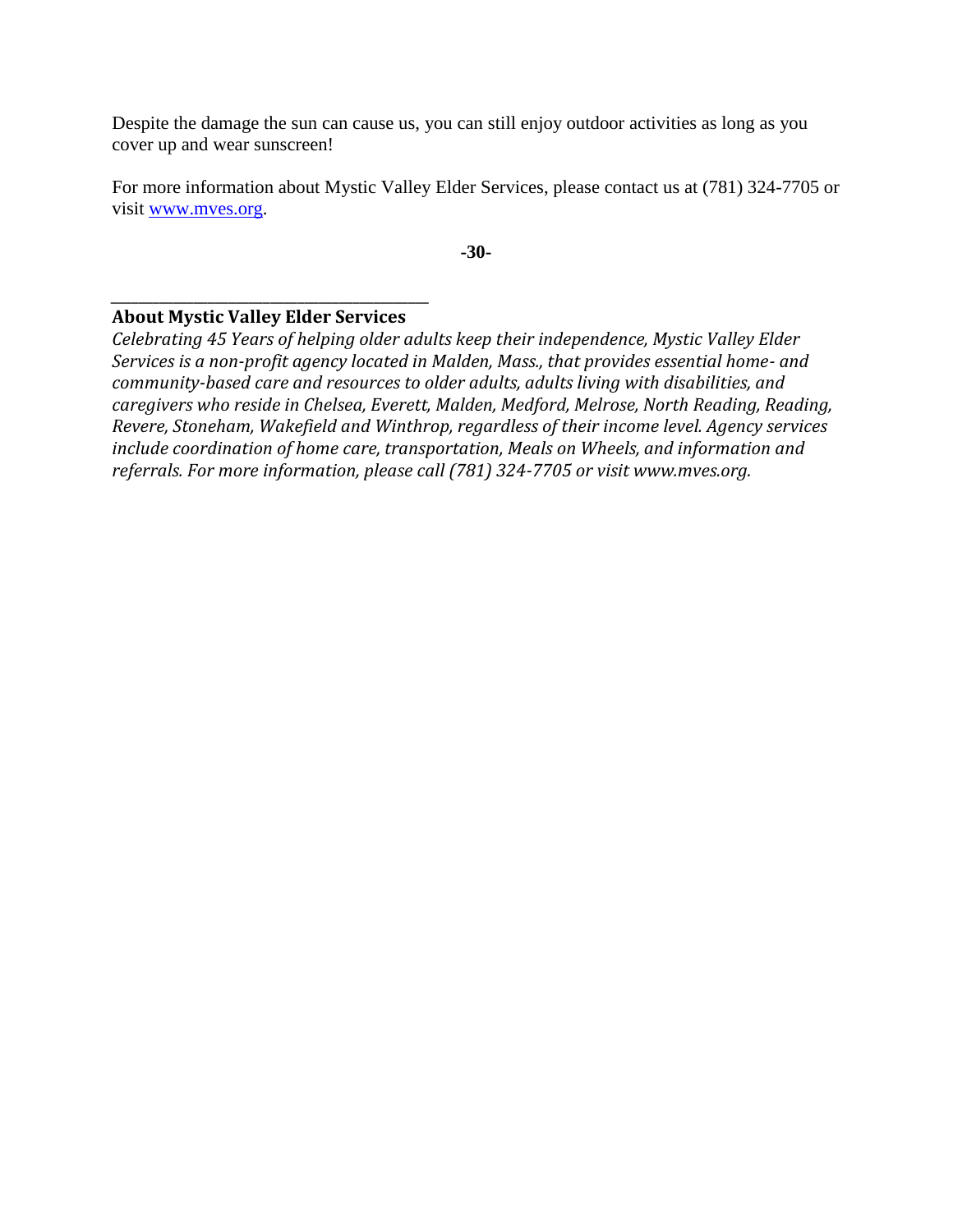Despite the damage the sun can cause us, you can still enjoy outdoor activities as long as you cover up and wear sunscreen!

For more information about Mystic Valley Elder Services, please contact us at (781) 324-7705 or visit [www.mves.org](http://www.mves.org).

**-30-**

---

**About Mystic Valley Elder Services**

*Celebrating 45 Years of helping older adults keep their independence, Mystic Valley Elder Services is a non-profit agency located in Malden, Mass., that provides essential home- and community-based care and resources to older adults, adults living with disabilities, and caregivers who reside in Chelsea, Everett, Malden, Medford, Melrose, North Reading, Reading, Revere, Stoneham, Wakefield and Winthrop, regardless of their income level. Agency services include coordination of home care, transportation, Meals on Wheels, and information and referrals. For more information, please call (781) 324-7705 or visit www.mves.org.*